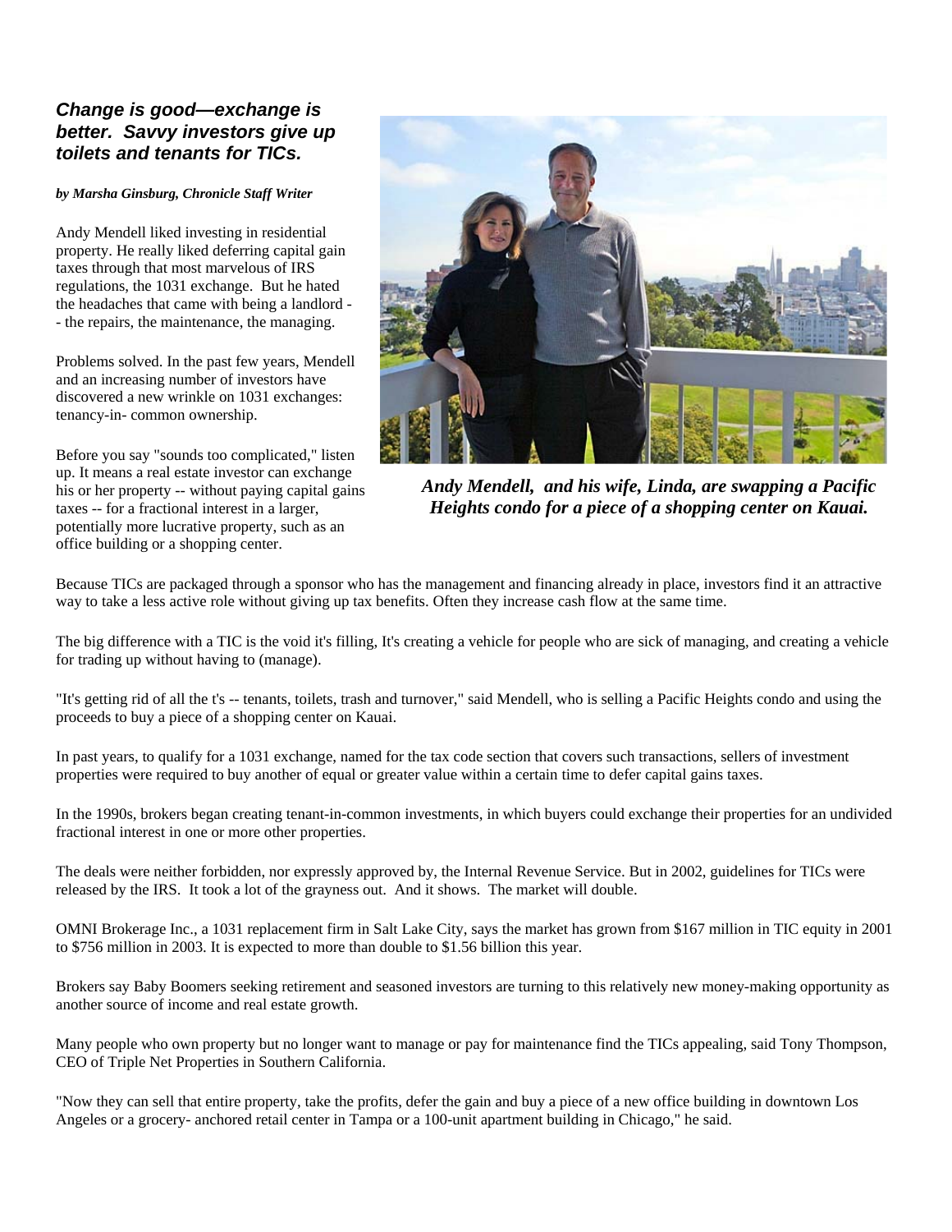## *Change is good—exchange is better. Savvy investors give up toilets and tenants for TICs.*

***by Marsha Ginsburg, Chronicle Staff Writer***

Andy Mendell liked investing in residential property. He really liked deferring capital gain taxes through that most marvelous of IRS regulations, the 1031 exchange. But he hated the headaches that came with being a landlord -- the repairs, the maintenance, the managing.

Problems solved. In the past few years, Mendell and an increasing number of investors have discovered a new wrinkle on 1031 exchanges: tenancy-in- common ownership.

Before you say "sounds too complicated," listen up. It means a real estate investor can exchange his or her property -- without paying capital gains taxes -- for a fractional interest in a larger, potentially more lucrative property, such as an office building or a shopping center.

***Andy Mendell, and his wife, Linda, are swapping a Pacific Heights condo for a piece of a shopping center on Kauai.***

Because TICs are packaged through a sponsor who has the management and financing already in place, investors find it an attractive way to take a less active role without giving up tax benefits. Often they increase cash flow at the same time.

The big difference with a TIC is the void it's filling, It's creating a vehicle for people who are sick of managing, and creating a vehicle for trading up without having to (manage).

"It's getting rid of all the t's -- tenants, toilets, trash and turnover," said Mendell, who is selling a Pacific Heights condo and using the proceeds to buy a piece of a shopping center on Kauai.

In past years, to qualify for a 1031 exchange, named for the tax code section that covers such transactions, sellers of investment properties were required to buy another of equal or greater value within a certain time to defer capital gains taxes.

In the 1990s, brokers began creating tenant-in-common investments, in which buyers could exchange their properties for an undivided fractional interest in one or more other properties.

The deals were neither forbidden, nor expressly approved by, the Internal Revenue Service. But in 2002, guidelines for TICs were released by the IRS. It took a lot of the grayness out. And it shows. The market will double.

OMNI Brokerage Inc., a 1031 replacement firm in Salt Lake City, says the market has grown from $167 million in TIC equity in 2001 to $756 million in 2003. It is expected to more than double to $1.56 billion this year.

Brokers say Baby Boomers seeking retirement and seasoned investors are turning to this relatively new money-making opportunity as another source of income and real estate growth.

Many people who own property but no longer want to manage or pay for maintenance find the TICs appealing, said Tony Thompson, CEO of Triple Net Properties in Southern California.

"Now they can sell that entire property, take the profits, defer the gain and buy a piece of a new office building in downtown Los Angeles or a grocery- anchored retail center in Tampa or a 100-unit apartment building in Chicago," he said.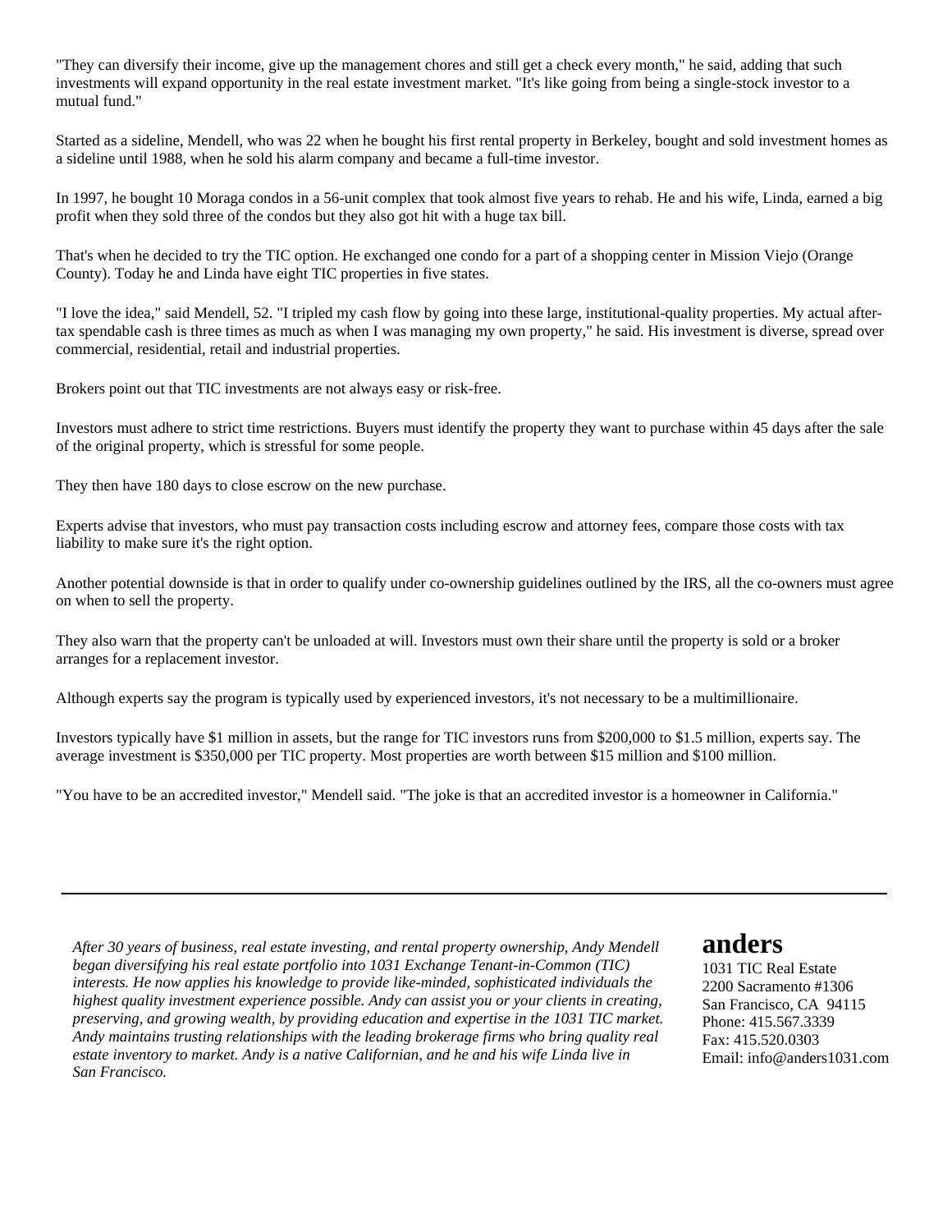"They can diversify their income, give up the management chores and still get a check every month," he said, adding that such investments will expand opportunity in the real estate investment market. "It's like going from being a single-stock investor to a mutual fund."

Started as a sideline, Mendell, who was 22 when he bought his first rental property in Berkeley, bought and sold investment homes as a sideline until 1988, when he sold his alarm company and became a full-time investor.

In 1997, he bought 10 Moraga condos in a 56-unit complex that took almost five years to rehab. He and his wife, Linda, earned a big profit when they sold three of the condos but they also got hit with a huge tax bill.

That's when he decided to try the TIC option. He exchanged one condo for a part of a shopping center in Mission Viejo (Orange County). Today he and Linda have eight TIC properties in five states.

"I love the idea," said Mendell, 52. "I tripled my cash flow by going into these large, institutional-quality properties. My actual after-tax spendable cash is three times as much as when I was managing my own property," he said. His investment is diverse, spread over commercial, residential, retail and industrial properties.

Brokers point out that TIC investments are not always easy or risk-free.

Investors must adhere to strict time restrictions. Buyers must identify the property they want to purchase within 45 days after the sale of the original property, which is stressful for some people.

They then have 180 days to close escrow on the new purchase.

Experts advise that investors, who must pay transaction costs including escrow and attorney fees, compare those costs with tax liability to make sure it's the right option.

Another potential downside is that in order to qualify under co-ownership guidelines outlined by the IRS, all the co-owners must agree on when to sell the property.

They also warn that the property can't be unloaded at will. Investors must own their share until the property is sold or a broker arranges for a replacement investor.

Although experts say the program is typically used by experienced investors, it's not necessary to be a multimillionaire.

Investors typically have $1 million in assets, but the range for TIC investors runs from $200,000 to $1.5 million, experts say. The average investment is $350,000 per TIC property. Most properties are worth between $15 million and $100 million.

"You have to be an accredited investor," Mendell said. "The joke is that an accredited investor is a homeowner in California."

---

*After 30 years of business, real estate investing, and rental property ownership, Andy Mendell began diversifying his real estate portfolio into 1031 Exchange Tenant-in-Common (TIC) interests. He now applies his knowledge to provide like-minded, sophisticated individuals the highest quality investment experience possible. Andy can assist you or your clients in creating, preserving, and growing wealth, by providing education and expertise in the 1031 TIC market. Andy maintains trusting relationships with the leading brokerage firms who bring quality real estate inventory to market. Andy is a native Californian, and he and his wife Linda live in San Francisco.*

**anders**

1031 TIC Real Estate
2200 Sacramento #1306
San Francisco, CA 94115
Phone: 415.567.3339
Fax: 415.520.0303
Email: info@anders1031.com